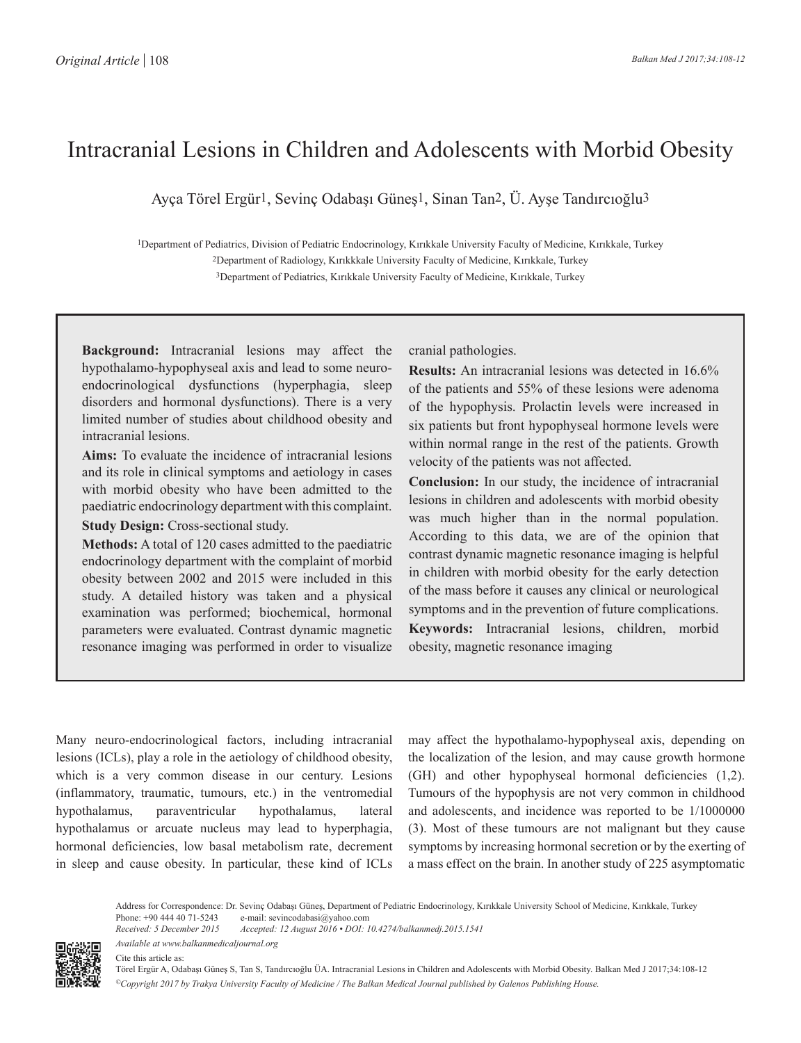Original Article

# Intracranial Lesions in Children and Adolescents with Morbid Obesity

Ayça Törel Ergür[1], Sevinç Odabaşı Güneş[1], Sinan Tan[2], Ü. Ayşe Tandırcıoğlu[3]

[1]Department of Pediatrics, Division of Pediatric Endocrinology, Kırıkkale University Faculty of Medicine, Kırıkkale, Turkey
[2]Department of Radiology, Kırıkkkale University Faculty of Medicine, Kırıkkale, Turkey
[3]Department of Pediatrics, Kırıkkale University Faculty of Medicine, Kırıkkale, Turkey

**Background:** Intracranial lesions may affect the hypothalamo-hypophyseal axis and lead to some neuro-endocrinological dysfunctions (hyperphagia, sleep disorders and hormonal dysfunctions). There is a very limited number of studies about childhood obesity and intracranial lesions.

**Aims:** To evaluate the incidence of intracranial lesions and its role in clinical symptoms and aetiology in cases with morbid obesity who have been admitted to the paediatric endocrinology department with this complaint.

**Study Design:** Cross-sectional study.

**Methods:** A total of 120 cases admitted to the paediatric endocrinology department with the complaint of morbid obesity between 2002 and 2015 were included in this study. A detailed history was taken and a physical examination was performed; biochemical, hormonal parameters were evaluated. Contrast dynamic magnetic resonance imaging was performed in order to visualize cranial pathologies.

**Results:** An intracranial lesions was detected in 16.6% of the patients and 55% of these lesions were adenoma of the hypophysis. Prolactin levels were increased in six patients but front hypophyseal hormone levels were within normal range in the rest of the patients. Growth velocity of the patients was not affected.

**Conclusion:** In our study, the incidence of intracranial lesions in children and adolescents with morbid obesity was much higher than in the normal population. According to this data, we are of the opinion that contrast dynamic magnetic resonance imaging is helpful in children with morbid obesity for the early detection of the mass before it causes any clinical or neurological symptoms and in the prevention of future complications.

**Keywords:** Intracranial lesions, children, morbid obesity, magnetic resonance imaging

Many neuro-endocrinological factors, including intracranial lesions (ICLs), play a role in the aetiology of childhood obesity, which is a very common disease in our century. Lesions (inflammatory, traumatic, tumours, etc.) in the ventromedial hypothalamus, paraventricular hypothalamus, lateral hypothalamus or arcuate nucleus may lead to hyperphagia, hormonal deficiencies, low basal metabolism rate, decrement in sleep and cause obesity. In particular, these kind of ICLs may affect the hypothalamo-hypophyseal axis, depending on the localization of the lesion, and may cause growth hormone (GH) and other hypophyseal hormonal deficiencies (1,2). Tumours of the hypophysis are not very common in childhood and adolescents, and incidence was reported to be 1/1000000 (3). Most of these tumours are not malignant but they cause symptoms by increasing hormonal secretion or by the exerting of a mass effect on the brain. In another study of 225 asymptomatic

Address for Correspondence: Dr. Sevinç Odabaşı Güneş, Department of Pediatric Endocrinology, Kırıkkale University School of Medicine, Kırıkkale, Turkey
Phone: +90 444 40 71-5243 e-mail: sevincodabasi@yahoo.com
*Received: 5 December 2015 Accepted: 12 August 2016 • DOI: 10.4274/balkanmedj.2015.1541*
*Available at www.balkanmedicaljournal.org*
Cite this article as:
Törel Ergür A, Odabaşı Güneş S, Tan S, Tandırcıoğlu ÜA. Intracranial Lesions in Children and Adolescents with Morbid Obesity. Balkan Med J 2017;34:108-12
*©Copyright 2017 by Trakya University Faculty of Medicine / The Balkan Medical Journal published by Galenos Publishing House.*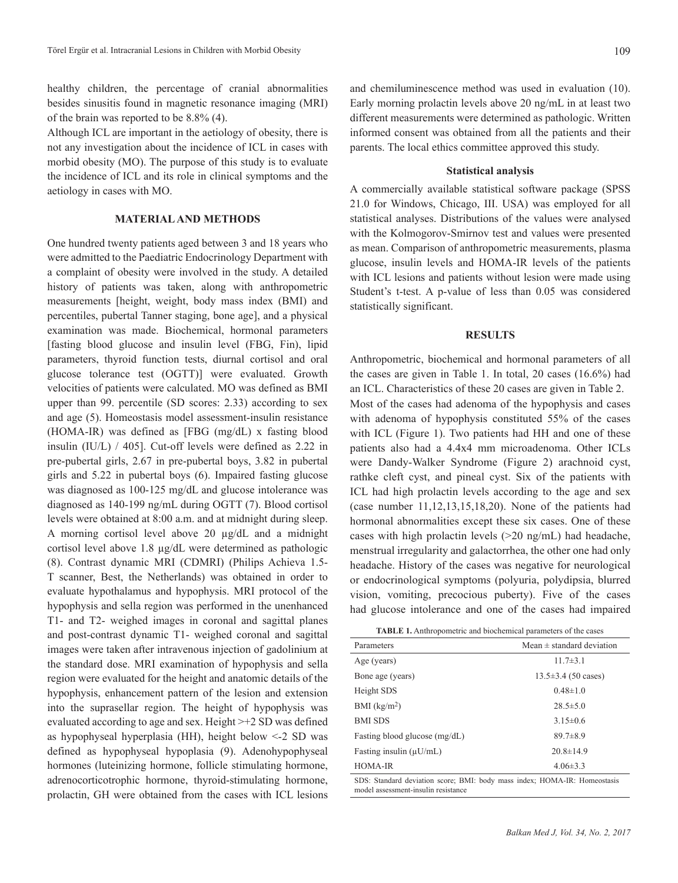healthy children, the percentage of cranial abnormalities besides sinusitis found in magnetic resonance imaging (MRI) of the brain was reported to be 8.8% (4).

Although ICL are important in the aetiology of obesity, there is not any investigation about the incidence of ICL in cases with morbid obesity (MO). The purpose of this study is to evaluate the incidence of ICL and its role in clinical symptoms and the aetiology in cases with MO.

## MATERIAL AND METHODS

One hundred twenty patients aged between 3 and 18 years who were admitted to the Paediatric Endocrinology Department with a complaint of obesity were involved in the study. A detailed history of patients was taken, along with anthropometric measurements [height, weight, body mass index (BMI) and percentiles, pubertal Tanner staging, bone age], and a physical examination was made. Biochemical, hormonal parameters [fasting blood glucose and insulin level (FBG, Fin), lipid parameters, thyroid function tests, diurnal cortisol and oral glucose tolerance test (OGTT)] were evaluated. Growth velocities of patients were calculated. MO was defined as BMI upper than 99. percentile (SD scores: 2.33) according to sex and age (5). Homeostasis model assessment-insulin resistance (HOMA-IR) was defined as [FBG (mg/dL) x fasting blood insulin (IU/L) / 405]. Cut-off levels were defined as 2.22 in pre-pubertal girls, 2.67 in pre-pubertal boys, 3.82 in pubertal girls and 5.22 in pubertal boys (6). Impaired fasting glucose was diagnosed as 100-125 mg/dL and glucose intolerance was diagnosed as 140-199 ng/mL during OGTT (7). Blood cortisol levels were obtained at 8:00 a.m. and at midnight during sleep. A morning cortisol level above 20 µg/dL and a midnight cortisol level above 1.8 µg/dL were determined as pathologic (8). Contrast dynamic MRI (CDMRI) (Philips Achieva 1.5-T scanner, Best, the Netherlands) was obtained in order to evaluate hypothalamus and hypophysis. MRI protocol of the hypophysis and sella region was performed in the unenhanced T1- and T2- weighed images in coronal and sagittal planes and post-contrast dynamic T1- weighed coronal and sagittal images were taken after intravenous injection of gadolinium at the standard dose. MRI examination of hypophysis and sella region were evaluated for the height and anatomic details of the hypophysis, enhancement pattern of the lesion and extension into the suprasellar region. The height of hypophysis was evaluated according to age and sex. Height >+2 SD was defined as hypophyseal hyperplasia (HH), height below <-2 SD was defined as hypophyseal hypoplasia (9). Adenohypophyseal hormones (luteinizing hormone, follicle stimulating hormone, adrenocorticotrophic hormone, thyroid-stimulating hormone, prolactin, GH were obtained from the cases with ICL lesions and chemiluminescence method was used in evaluation (10). Early morning prolactin levels above 20 ng/mL in at least two different measurements were determined as pathologic. Written informed consent was obtained from all the patients and their parents. The local ethics committee approved this study.

### Statistical analysis

A commercially available statistical software package (SPSS 21.0 for Windows, Chicago, III. USA) was employed for all statistical analyses. Distributions of the values were analysed with the Kolmogorov-Smirnov test and values were presented as mean. Comparison of anthropometric measurements, plasma glucose, insulin levels and HOMA-IR levels of the patients with ICL lesions and patients without lesion were made using Student's t-test. A p-value of less than 0.05 was considered statistically significant.

## RESULTS

Anthropometric, biochemical and hormonal parameters of all the cases are given in Table 1. In total, 20 cases (16.6%) had an ICL. Characteristics of these 20 cases are given in Table 2.

Most of the cases had adenoma of the hypophysis and cases with adenoma of hypophysis constituted 55% of the cases with ICL (Figure 1). Two patients had HH and one of these patients also had a 4.4x4 mm microadenoma. Other ICLs were Dandy-Walker Syndrome (Figure 2) arachnoid cyst, rathke cleft cyst, and pineal cyst. Six of the patients with ICL had high prolactin levels according to the age and sex (case number 11,12,13,15,18,20). None of the patients had hormonal abnormalities except these six cases. One of these cases with high prolactin levels (>20 ng/mL) had headache, menstrual irregularity and galactorrhea, the other one had only headache. History of the cases was negative for neurological or endocrinological symptoms (polyuria, polydipsia, blurred vision, vomiting, precocious puberty). Five of the cases had glucose intolerance and one of the cases had impaired

**TABLE 1.** Anthropometric and biochemical parameters of the cases

| Parameters | Mean ± standard deviation |
|---|---|
| Age (years) | 11.7±3.1 |
| Bone age (years) | 13.5±3.4 (50 cases) |
| Height SDS | 0.48±1.0 |
| BMI (kg/m$^2$) | 28.5±5.0 |
| BMI SDS | 3.15±0.6 |
| Fasting blood glucose (mg/dL) | 89.7±8.9 |
| Fasting insulin (µU/mL) | 20.8±14.9 |
| HOMA-IR | 4.06±3.3 |

SDS: Standard deviation score; BMI: body mass index; HOMA-IR: Homeostasis model assessment-insulin resistance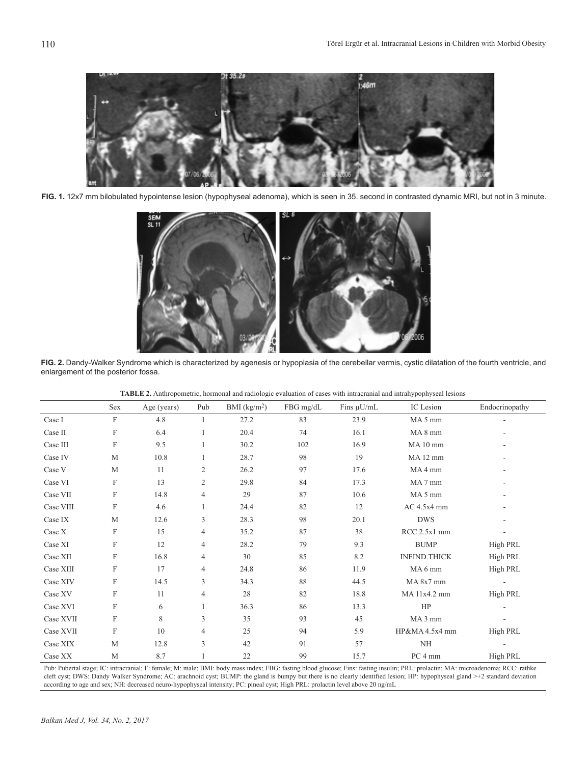**FIG. 1.** 12x7 mm bilobulated hypointense lesion (hypophyseal adenoma), which is seen in 35. second in contrasted dynamic MRI, but not in 3 minute.

**FIG. 2.** Dandy-Walker Syndrome which is characterized by agenesis or hypoplasia of the cerebellar vermis, cystic dilatation of the fourth ventricle, and enlargement of the posterior fossa.

**TABLE 2.** Anthropometric, hormonal and radiologic evaluation of cases with intracranial and intrahypophyseal lesions

| | Sex | Age (years) | Pub | BMI (kg/m$^2$) | FBG mg/dL | Fins μU/mL | IC Lesion | Endocrinopathy |
|---|---|---|---|---|---|---|---|---|
| Case I | F | 4.8 | 1 | 27.2 | 83 | 23.9 | MA 5 mm | - |
| Case II | F | 6.4 | 1 | 20.4 | 74 | 16.1 | MA 8 mm | - |
| Case III | F | 9.5 | 1 | 30.2 | 102 | 16.9 | MA 10 mm | - |
| Case IV | M | 10.8 | 1 | 28.7 | 98 | 19 | MA 12 mm | - |
| Case V | M | 11 | 2 | 26.2 | 97 | 17.6 | MA 4 mm | - |
| Case VI | F | 13 | 2 | 29.8 | 84 | 17.3 | MA 7 mm | - |
| Case VII | F | 14.8 | 4 | 29 | 87 | 10.6 | MA 5 mm | - |
| Case VIII | F | 4.6 | 1 | 24.4 | 82 | 12 | AC 4.5x4 mm | - |
| Case IX | M | 12.6 | 3 | 28.3 | 98 | 20.1 | DWS | - |
| Case X | F | 15 | 4 | 35.2 | 87 | 38 | RCC 2.5x1 mm | - |
| Case XI | F | 12 | 4 | 28.2 | 79 | 9.3 | BUMP | High PRL |
| Case XII | F | 16.8 | 4 | 30 | 85 | 8.2 | INFIND.THICK | High PRL |
| Case XIII | F | 17 | 4 | 24.8 | 86 | 11.9 | MA 6 mm | High PRL |
| Case XIV | F | 14.5 | 3 | 34.3 | 88 | 44.5 | MA 8x7 mm | - |
| Case XV | F | 11 | 4 | 28 | 82 | 18.8 | MA 11x4.2 mm | High PRL |
| Case XVI | F | 6 | 1 | 36.3 | 86 | 13.3 | HP | - |
| Case XVII | F | 8 | 3 | 35 | 93 | 45 | MA 3 mm | - |
| Case XVII | F | 10 | 4 | 25 | 94 | 5.9 | HP&MA 4.5x4 mm | High PRL |
| Case XIX | M | 12.8 | 3 | 42 | 91 | 57 | NH | - |
| Case XX | M | 8.7 | 1 | 22 | 99 | 15.7 | PC 4 mm | High PRL |

Pub: Pubertal stage; IC: intracranial; F: female; M: male; BMI: body mass index; FBG: fasting blood glucose; Fins: fasting insulin; PRL: prolactin; MA: microadenoma; RCC: rathke cleft cyst; DWS: Dandy Walker Syndrome; AC: arachnoid cyst; BUMP: the gland is bumpy but there is no clearly identified lesion; HP: hypophyseal gland >+2 standard deviation according to age and sex; NH: decreased neuro-hypophyseal intensity; PC: pineal cyst; High PRL: prolactin level above 20 ng/mL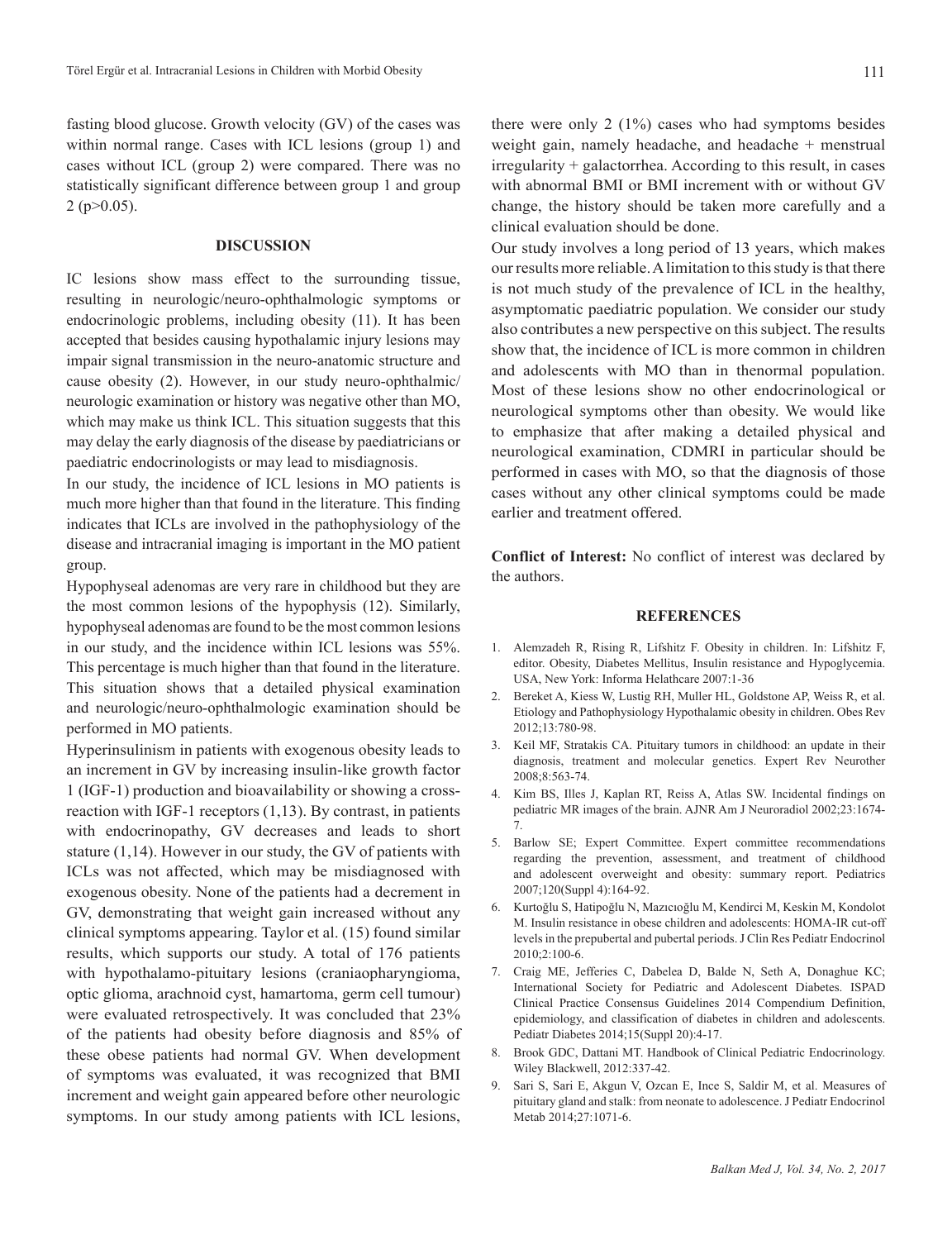fasting blood glucose. Growth velocity (GV) of the cases was within normal range. Cases with ICL lesions (group 1) and cases without ICL (group 2) were compared. There was no statistically significant difference between group 1 and group 2 ($p>0.05$).

## DISCUSSION

IC lesions show mass effect to the surrounding tissue, resulting in neurologic/neuro-ophthalmologic symptoms or endocrinologic problems, including obesity (11). It has been accepted that besides causing hypothalamic injury lesions may impair signal transmission in the neuro-anatomic structure and cause obesity (2). However, in our study neuro-ophthalmic/neurologic examination or history was negative other than MO, which may make us think ICL. This situation suggests that this may delay the early diagnosis of the disease by paediatricians or paediatric endocrinologists or may lead to misdiagnosis.

In our study, the incidence of ICL lesions in MO patients is much more higher than that found in the literature. This finding indicates that ICLs are involved in the pathophysiology of the disease and intracranial imaging is important in the MO patient group.

Hypophyseal adenomas are very rare in childhood but they are the most common lesions of the hypophysis (12). Similarly, hypophyseal adenomas are found to be the most common lesions in our study, and the incidence within ICL lesions was 55%. This percentage is much higher than that found in the literature. This situation shows that a detailed physical examination and neurologic/neuro-ophthalmologic examination should be performed in MO patients.

Hyperinsulinism in patients with exogenous obesity leads to an increment in GV by increasing insulin-like growth factor 1 (IGF-1) production and bioavailability or showing a cross-reaction with IGF-1 receptors (1,13). By contrast, in patients with endocrinopathy, GV decreases and leads to short stature (1,14). However in our study, the GV of patients with ICLs was not affected, which may be misdiagnosed with exogenous obesity. None of the patients had a decrement in GV, demonstrating that weight gain increased without any clinical symptoms appearing. Taylor et al. (15) found similar results, which supports our study. A total of 176 patients with hypothalamo-pituitary lesions (craniaopharyngioma, optic glioma, arachnoid cyst, hamartoma, germ cell tumour) were evaluated retrospectively. It was concluded that 23% of the patients had obesity before diagnosis and 85% of these obese patients had normal GV. When development of symptoms was evaluated, it was recognized that BMI increment and weight gain appeared before other neurologic symptoms. In our study among patients with ICL lesions, there were only 2 (1%) cases who had symptoms besides weight gain, namely headache, and headache + menstrual irregularity + galactorrhea. According to this result, in cases with abnormal BMI or BMI increment with or without GV change, the history should be taken more carefully and a clinical evaluation should be done.

Our study involves a long period of 13 years, which makes our results more reliable. A limitation to this study is that there is not much study of the prevalence of ICL in the healthy, asymptomatic paediatric population. We consider our study also contributes a new perspective on this subject. The results show that, the incidence of ICL is more common in children and adolescents with MO than in thenormal population. Most of these lesions show no other endocrinological or neurological symptoms other than obesity. We would like to emphasize that after making a detailed physical and neurological examination, CDMRI in particular should be performed in cases with MO, so that the diagnosis of those cases without any other clinical symptoms could be made earlier and treatment offered.

**Conflict of Interest:** No conflict of interest was declared by the authors.

## REFERENCES

1. Alemzadeh R, Rising R, Lifshitz F. Obesity in children. In: Lifshitz F, editor. Obesity, Diabetes Mellitus, Insulin resistance and Hypoglycemia. USA, New York: Informa Helathcare 2007:1-36
2. Bereket A, Kiess W, Lustig RH, Muller HL, Goldstone AP, Weiss R, et al. Etiology and Pathophysiology Hypothalamic obesity in children. Obes Rev 2012;13:780-98.
3. Keil MF, Stratakis CA. Pituitary tumors in childhood: an update in their diagnosis, treatment and molecular genetics. Expert Rev Neurother 2008;8:563-74.
4. Kim BS, Illes J, Kaplan RT, Reiss A, Atlas SW. Incidental findings on pediatric MR images of the brain. AJNR Am J Neuroradiol 2002;23:1674-7.
5. Barlow SE; Expert Committee. Expert committee recommendations regarding the prevention, assessment, and treatment of childhood and adolescent overweight and obesity: summary report. Pediatrics 2007;120(Suppl 4):164-92.
6. Kurtoğlu S, Hatipoğlu N, Mazıcıoğlu M, Kendirci M, Keskin M, Kondolot M. Insulin resistance in obese children and adolescents: HOMA-IR cut-off levels in the prepubertal and pubertal periods. J Clin Res Pediatr Endocrinol 2010;2:100-6.
7. Craig ME, Jefferies C, Dabelea D, Balde N, Seth A, Donaghue KC; International Society for Pediatric and Adolescent Diabetes. ISPAD Clinical Practice Consensus Guidelines 2014 Compendium Definition, epidemiology, and classification of diabetes in children and adolescents. Pediatr Diabetes 2014;15(Suppl 20):4-17.
8. Brook GDC, Dattani MT. Handbook of Clinical Pediatric Endocrinology. Wiley Blackwell, 2012:337-42.
9. Sari S, Sari E, Akgun V, Ozcan E, Ince S, Saldir M, et al. Measures of pituitary gland and stalk: from neonate to adolescence. J Pediatr Endocrinol Metab 2014;27:1071-6.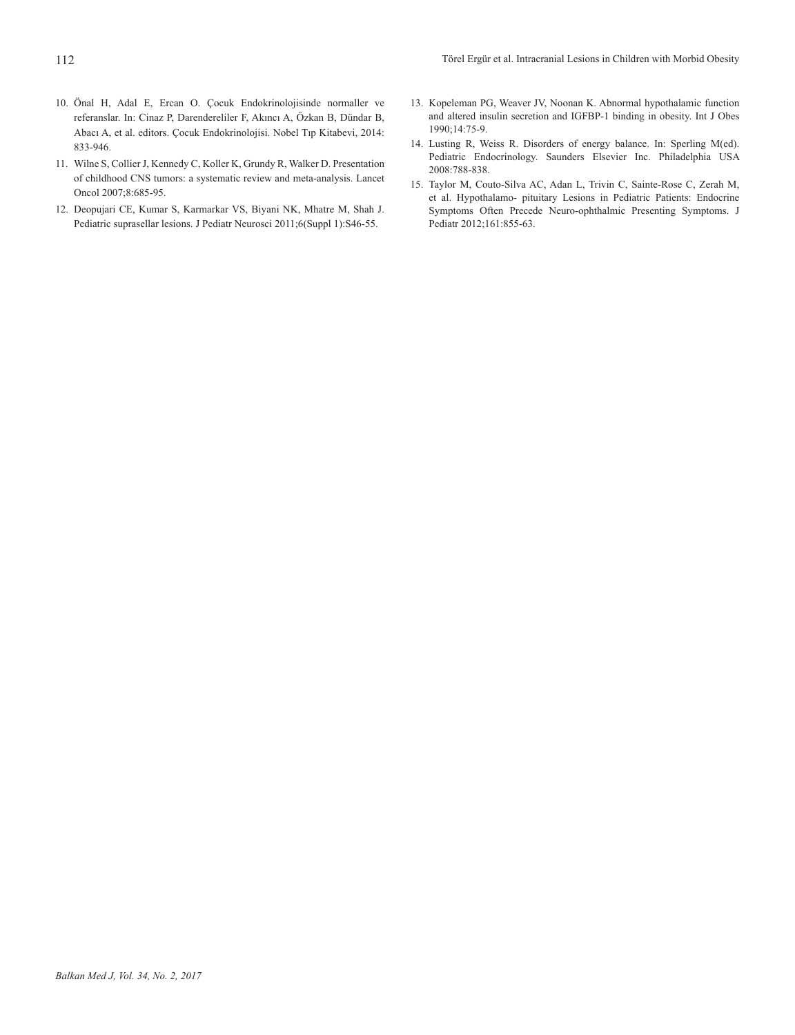10. Önal H, Adal E, Ercan O. Çocuk Endokrinolojisinde normaller ve referanslar. In: Cinaz P, Darendereliler F, Akıncı A, Özkan B, Dündar B, Abacı A, et al. editors. Çocuk Endokrinolojisi. Nobel Tıp Kitabevi, 2014: 833-946.
11. Wilne S, Collier J, Kennedy C, Koller K, Grundy R, Walker D. Presentation of childhood CNS tumors: a systematic review and meta-analysis. Lancet Oncol 2007;8:685-95.
12. Deopujari CE, Kumar S, Karmarkar VS, Biyani NK, Mhatre M, Shah J. Pediatric suprasellar lesions. J Pediatr Neurosci 2011;6(Suppl 1):S46-55.
13. Kopeleman PG, Weaver JV, Noonan K. Abnormal hypothalamic function and altered insulin secretion and IGFBP-1 binding in obesity. Int J Obes 1990;14:75-9.
14. Lusting R, Weiss R. Disorders of energy balance. In: Sperling M(ed). Pediatric Endocrinology. Saunders Elsevier Inc. Philadelphia USA 2008:788-838.
15. Taylor M, Couto-Silva AC, Adan L, Trivin C, Sainte-Rose C, Zerah M, et al. Hypothalamo- pituitary Lesions in Pediatric Patients: Endocrine Symptoms Often Precede Neuro-ophthalmic Presenting Symptoms. J Pediatr 2012;161:855-63.